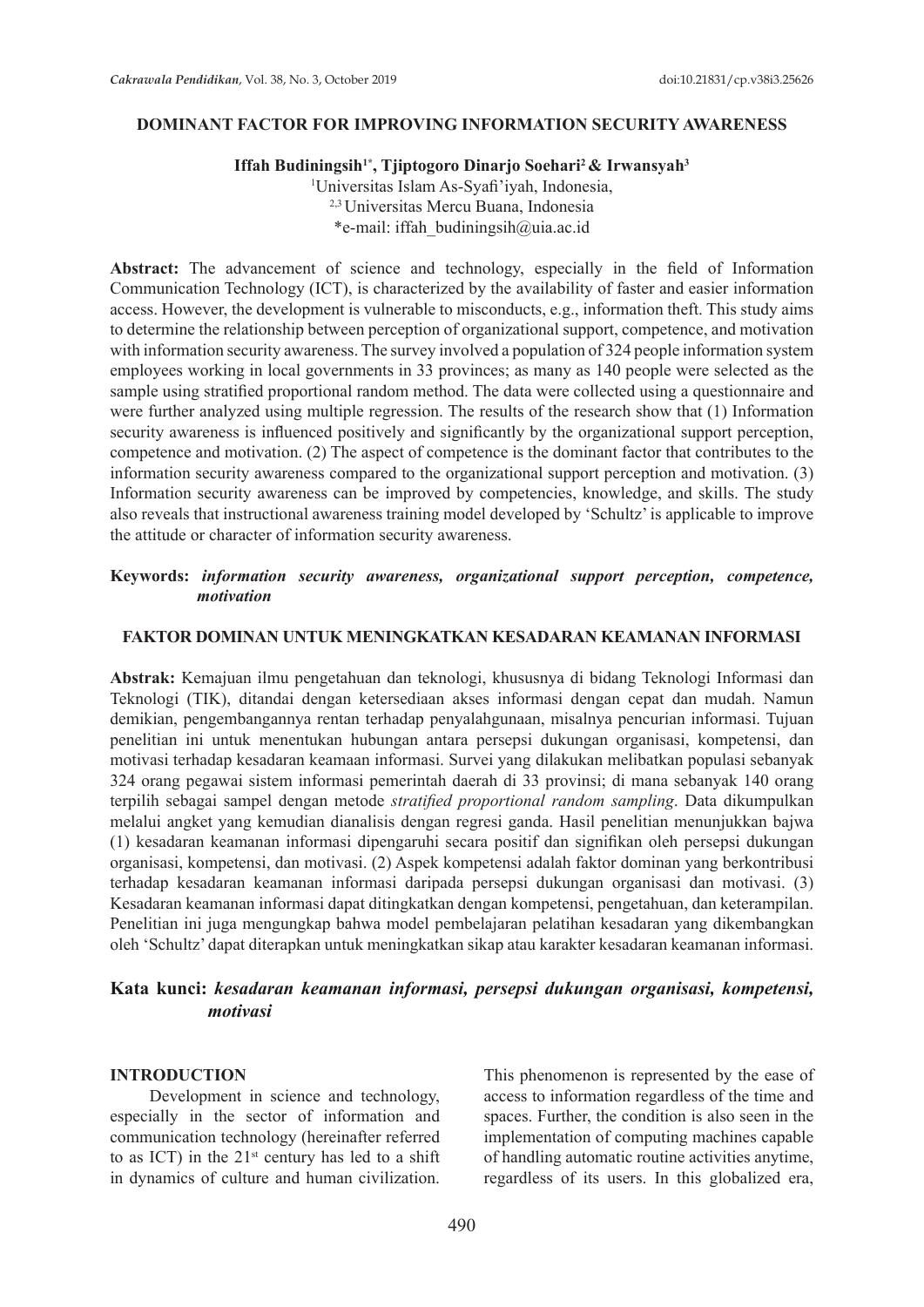# DOMINANT FACTOR FOR IMPROVING INFORMATION SECURITY AWARENESS

**Iffah Budiningsih[1*], Tjiptogoro Dinarjo Soehari[2] & Irwansyah[3]**

[1]Universitas Islam As-Syafi'iyah, Indonesia,
[2,3]Universitas Mercu Buana, Indonesia
*e-mail: iffah_budiningsih@uia.ac.id

**Abstract:** The advancement of science and technology, especially in the field of Information Communication Technology (ICT), is characterized by the availability of faster and easier information access. However, the development is vulnerable to misconducts, e.g., information theft. This study aims to determine the relationship between perception of organizational support, competence, and motivation with information security awareness. The survey involved a population of 324 people information system employees working in local governments in 33 provinces; as many as 140 people were selected as the sample using stratified proportional random method. The data were collected using a questionnaire and were further analyzed using multiple regression. The results of the research show that (1) Information security awareness is influenced positively and significantly by the organizational support perception, competence and motivation. (2) The aspect of competence is the dominant factor that contributes to the information security awareness compared to the organizational support perception and motivation. (3) Information security awareness can be improved by competencies, knowledge, and skills. The study also reveals that instructional awareness training model developed by 'Schultz' is applicable to improve the attitude or character of information security awareness.

**Keywords:** ***information security awareness, organizational support perception, competence, motivation***

## FAKTOR DOMINAN UNTUK MENINGKATKAN KESADARAN KEAMANAN INFORMASI

**Abstrak:** Kemajuan ilmu pengetahuan dan teknologi, khususnya di bidang Teknologi Informasi dan Teknologi (TIK), ditandai dengan ketersediaan akses informasi dengan cepat dan mudah. Namun demikian, pengembangannya rentan terhadap penyalahgunaan, misalnya pencurian informasi. Tujuan penelitian ini untuk menentukan hubungan antara persepsi dukungan organisasi, kompetensi, dan motivasi terhadap kesadaran keamanan informasi. Survei yang dilakukan melibatkan populasi sebanyak 324 orang pegawai sistem informasi pemerintah daerah di 33 provinsi; di mana sebanyak 140 orang terpilih sebagai sampel dengan metode *stratified proportional random sampling*. Data dikumpulkan melalui angket yang kemudian dianalisis dengan regresi ganda. Hasil penelitian menunjukkan bajwa (1) kesadaran keamanan informasi dipengaruhi secara positif dan signifikan oleh persepsi dukungan organisasi, kompetensi, dan motivasi. (2) Aspek kompetensi adalah faktor dominan yang berkontribusi terhadap kesadaran keamanan informasi daripada persepsi dukungan organisasi dan motivasi. (3) Kesadaran keamanan informasi dapat ditingkatkan dengan kompetensi, pengetahuan, dan keterampilan. Penelitian ini juga mengungkap bahwa model pembelajaran pelatihan kesadaran yang dikembangkan oleh 'Schultz' dapat diterapkan untuk meningkatkan sikap atau karakter kesadaran keamanan informasi.

**Kata kunci:** ***kesadaran keamanan informasi, persepsi dukungan organisasi, kompetensi, motivasi***

## INTRODUCTION

Development in science and technology, especially in the sector of information and communication technology (hereinafter referred to as ICT) in the 21st century has led to a shift in dynamics of culture and human civilization. This phenomenon is represented by the ease of access to information regardless of the time and spaces. Further, the condition is also seen in the implementation of computing machines capable of handling automatic routine activities anytime, regardless of its users. In this globalized era,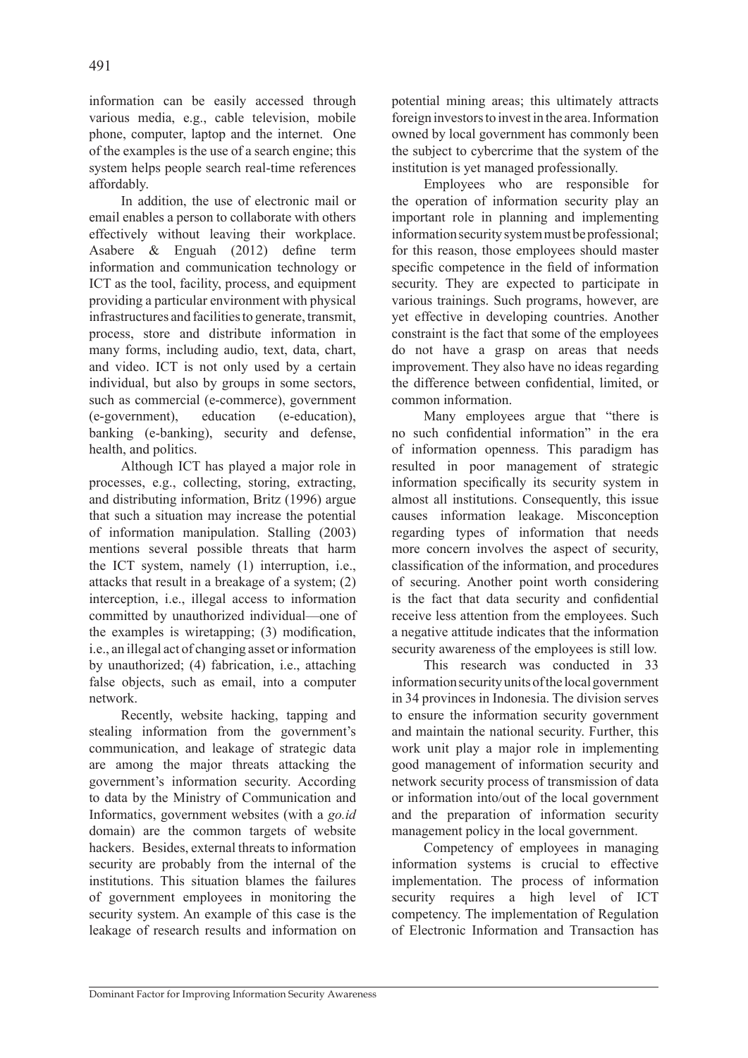information can be easily accessed through various media, e.g., cable television, mobile phone, computer, laptop and the internet. One of the examples is the use of a search engine; this system helps people search real-time references affordably.

In addition, the use of electronic mail or email enables a person to collaborate with others effectively without leaving their workplace. Asabere & Enguah (2012) define term information and communication technology or ICT as the tool, facility, process, and equipment providing a particular environment with physical infrastructures and facilities to generate, transmit, process, store and distribute information in many forms, including audio, text, data, chart, and video. ICT is not only used by a certain individual, but also by groups in some sectors, such as commercial (e-commerce), government (e-government), education (e-education), banking (e-banking), security and defense, health, and politics.

Although ICT has played a major role in processes, e.g., collecting, storing, extracting, and distributing information, Britz (1996) argue that such a situation may increase the potential of information manipulation. Stalling (2003) mentions several possible threats that harm the ICT system, namely (1) interruption, i.e., attacks that result in a breakage of a system; (2) interception, i.e., illegal access to information committed by unauthorized individual—one of the examples is wiretapping; (3) modification, i.e., an illegal act of changing asset or information by unauthorized; (4) fabrication, i.e., attaching false objects, such as email, into a computer network.

Recently, website hacking, tapping and stealing information from the government's communication, and leakage of strategic data are among the major threats attacking the government's information security. According to data by the Ministry of Communication and Informatics, government websites (with a *go.id* domain) are the common targets of website hackers. Besides, external threats to information security are probably from the internal of the institutions. This situation blames the failures of government employees in monitoring the security system. An example of this case is the leakage of research results and information on potential mining areas; this ultimately attracts foreign investors to invest in the area. Information owned by local government has commonly been the subject to cybercrime that the system of the institution is yet managed professionally.

Employees who are responsible for the operation of information security play an important role in planning and implementing information security system must be professional; for this reason, those employees should master specific competence in the field of information security. They are expected to participate in various trainings. Such programs, however, are yet effective in developing countries. Another constraint is the fact that some of the employees do not have a grasp on areas that needs improvement. They also have no ideas regarding the difference between confidential, limited, or common information.

Many employees argue that "there is no such confidential information" in the era of information openness. This paradigm has resulted in poor management of strategic information specifically its security system in almost all institutions. Consequently, this issue causes information leakage. Misconception regarding types of information that needs more concern involves the aspect of security, classification of the information, and procedures of securing. Another point worth considering is the fact that data security and confidential receive less attention from the employees. Such a negative attitude indicates that the information security awareness of the employees is still low.

This research was conducted in 33 information security units of the local government in 34 provinces in Indonesia. The division serves to ensure the information security government and maintain the national security. Further, this work unit play a major role in implementing good management of information security and network security process of transmission of data or information into/out of the local government and the preparation of information security management policy in the local government.

Competency of employees in managing information systems is crucial to effective implementation. The process of information security requires a high level of ICT competency. The implementation of Regulation of Electronic Information and Transaction has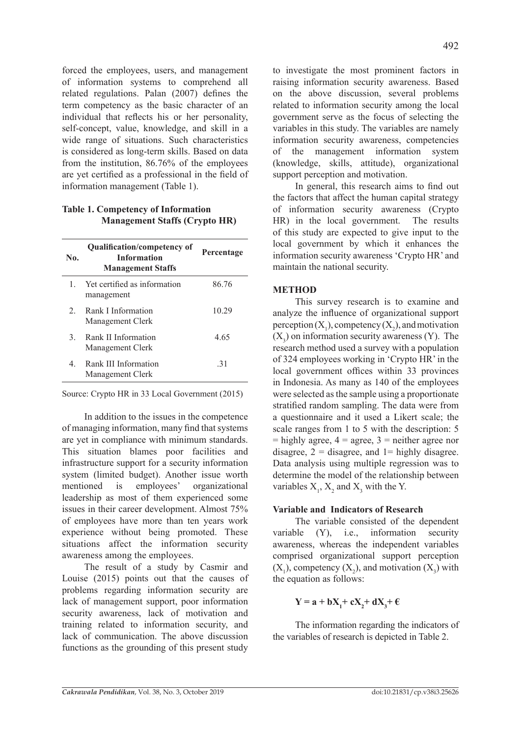forced the employees, users, and management of information systems to comprehend all related regulations. Palan (2007) defines the term competency as the basic character of an individual that reflects his or her personality, self-concept, value, knowledge, and skill in a wide range of situations. Such characteristics is considered as long-term skills. Based on data from the institution, 86.76% of the employees are yet certified as a professional in the field of information management (Table 1).

**Table 1. Competency of Information Management Staffs (Crypto HR)**

| No. | Qualification/competency of Information Management Staffs | Percentage |
|---|---|---|
| 1. | Yet certified as information management | 86.76 |
| 2. | Rank I Information Management Clerk | 10.29 |
| 3. | Rank II Information Management Clerk | 4.65 |
| 4. | Rank III Information Management Clerk | .31 |

Source: Crypto HR in 33 Local Government (2015)

In addition to the issues in the competence of managing information, many find that systems are yet in compliance with minimum standards. This situation blames poor facilities and infrastructure support for a security information system (limited budget). Another issue worth mentioned is employees' organizational leadership as most of them experienced some issues in their career development. Almost 75% of employees have more than ten years work experience without being promoted. These situations affect the information security awareness among the employees.

The result of a study by Casmir and Louise (2015) points out that the causes of problems regarding information security are lack of management support, poor information security awareness, lack of motivation and training related to information security, and lack of communication. The above discussion functions as the grounding of this present study to investigate the most prominent factors in raising information security awareness. Based on the above discussion, several problems related to information security among the local government serve as the focus of selecting the variables in this study. The variables are namely information security awareness, competencies of the management information system (knowledge, skills, attitude), organizational support perception and motivation.

In general, this research aims to find out the factors that affect the human capital strategy of information security awareness (Crypto HR) in the local government. The results of this study are expected to give input to the local government by which it enhances the information security awareness 'Crypto HR' and maintain the national security.

## METHOD

This survey research is to examine and analyze the influence of organizational support perception ($X_1$), competency ($X_2$), and motivation ($X_3$) on information security awareness (Y). The research method used a survey with a population of 324 employees working in 'Crypto HR' in the local government offices within 33 provinces in Indonesia. As many as 140 of the employees were selected as the sample using a proportionate stratified random sampling. The data were from a questionnaire and it used a Likert scale; the scale ranges from 1 to 5 with the description: 5 = highly agree, 4 = agree, 3 = neither agree nor disagree, 2 = disagree, and 1= highly disagree. Data analysis using multiple regression was to determine the model of the relationship between variables $X_1$, $X_2$ and $X_3$ with the Y.

### Variable and Indicators of Research

The variable consisted of the dependent variable (Y), i.e., information security awareness, whereas the independent variables comprised organizational support perception ($X_1$), competency ($X_2$), and motivation ($X_3$) with the equation as follows:

$$\mathbf{Y = a + bX_1 + cX_2 + dX_3 + €}$$

The information regarding the indicators of the variables of research is depicted in Table 2.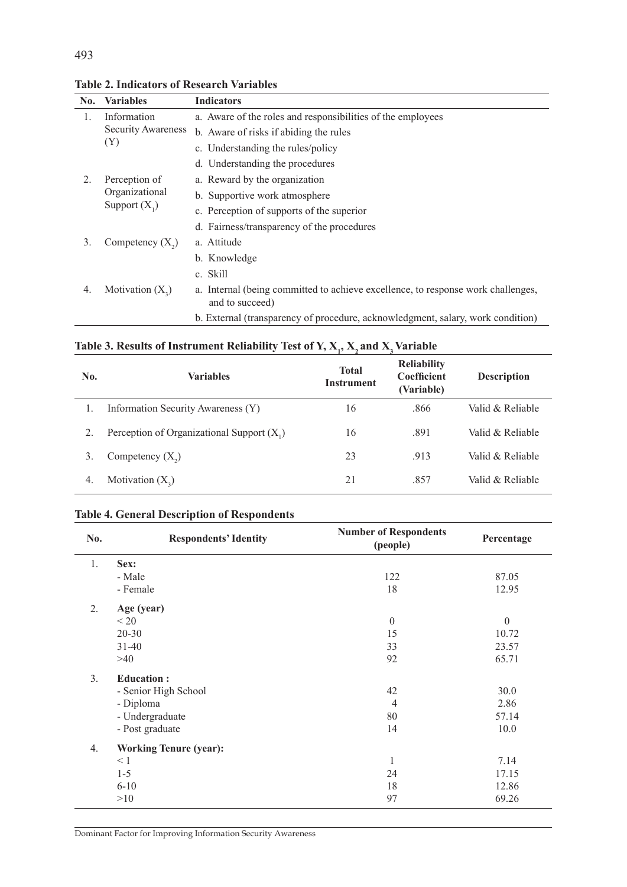**Table 2. Indicators of Research Variables**

| No. | Variables | Indicators |
|---|---|---|
| 1. | Information Security Awareness (Y) | a. Aware of the roles and responsibilities of the employees |
| | | b. Aware of risks if abiding the rules |
| | | c. Understanding the rules/policy |
| | | d. Understanding the procedures |
| 2. | Perception of Organizational Support ($X_1$) | a. Reward by the organization |
| | | b. Supportive work atmosphere |
| | | c. Perception of supports of the superior |
| | | d. Fairness/transparency of the procedures |
| 3. | Competency ($X_2$) | a. Attitude |
| | | b. Knowledge |
| | | c. Skill |
| 4. | Motivation ($X_3$) | a. Internal (being committed to achieve excellence, to response work challenges, and to succeed) |
| | | b. External (transparency of procedure, acknowledgment, salary, work condition) |

**Table 3. Results of Instrument Reliability Test of Y, $X_1$, $X_2$ and $X_3$ Variable**

| No. | Variables | Total Instrument | Reliability Coefficient (Variable) | Description |
|---|---|---|---|---|
| 1. | Information Security Awareness (Y) | 16 | .866 | Valid & Reliable |
| 2. | Perception of Organizational Support ($X_1$) | 16 | .891 | Valid & Reliable |
| 3. | Competency ($X_2$) | 23 | .913 | Valid & Reliable |
| 4. | Motivation ($X_3$) | 21 | .857 | Valid & Reliable |

**Table 4. General Description of Respondents**

| No. | Respondents' Identity | Number of Respondents (people) | Percentage |
|---|---|---|---|
| 1. | **Sex:** | | |
| | - Male | 122 | 87.05 |
| | - Female | 18 | 12.95 |
| 2. | **Age (year)** | | |
| | < 20 | 0 | 0 |
| | 20-30 | 15 | 10.72 |
| | 31-40 | 33 | 23.57 |
| | >40 | 92 | 65.71 |
| 3. | **Education :** | | |
| | - Senior High School | 42 | 30.0 |
| | - Diploma | 4 | 2.86 |
| | - Undergraduate | 80 | 57.14 |
| | - Post graduate | 14 | 10.0 |
| 4. | **Working Tenure (year):** | | |
| | < 1 | 1 | 7.14 |
| | 1-5 | 24 | 17.15 |
| | 6-10 | 18 | 12.86 |
| | >10 | 97 | 69.26 |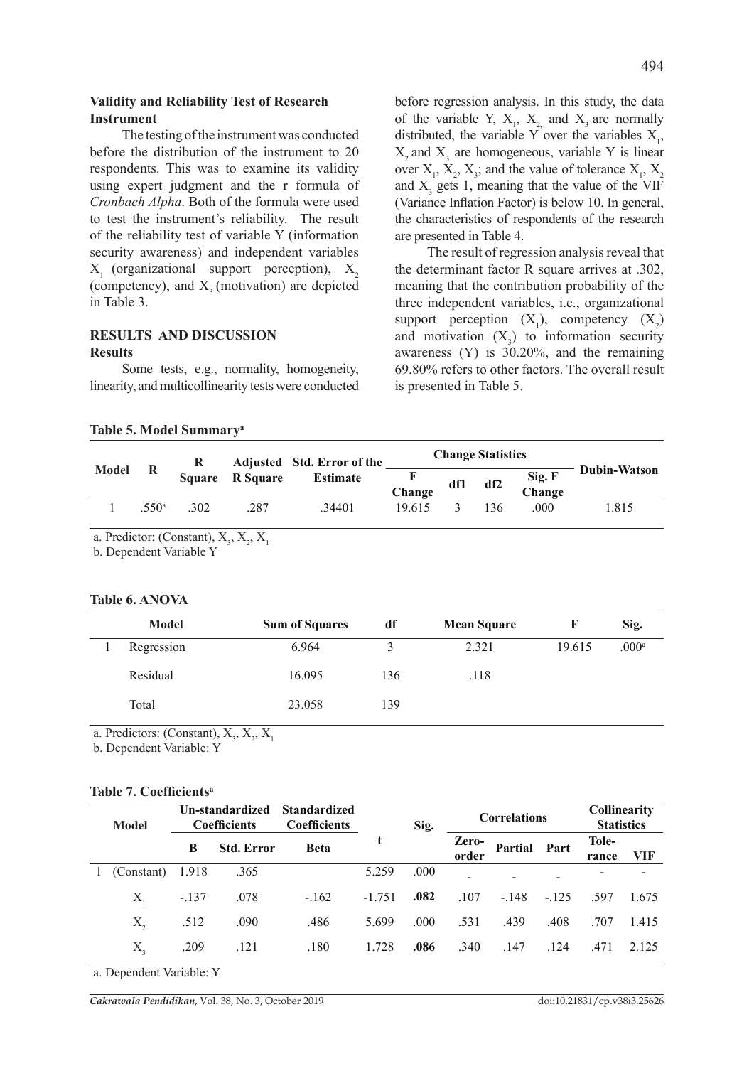### Validity and Reliability Test of Research Instrument

The testing of the instrument was conducted before the distribution of the instrument to 20 respondents. This was to examine its validity using expert judgment and the r formula of *Cronbach Alpha*. Both of the formula were used to test the instrument's reliability. The result of the reliability test of variable Y (information security awareness) and independent variables $X_1$ (organizational support perception), $X_2$ (competency), and $X_3$ (motivation) are depicted in Table 3.

## RESULTS AND DISCUSSION

### Results

Some tests, e.g., normality, homogeneity, linearity, and multicollinearity tests were conducted before regression analysis. In this study, the data of the variable Y, $X_1$, $X_2$ and $X_3$ are normally distributed, the variable Y over the variables $X_1$, $X_2$ and $X_3$ are homogeneous, variable Y is linear over $X_1$, $X_2$, $X_3$; and the value of tolerance $X_1$, $X_2$ and $X_3$ gets 1, meaning that the value of the VIF (Variance Inflation Factor) is below 10. In general, the characteristics of respondents of the research are presented in Table 4.

The result of regression analysis reveal that the determinant factor R square arrives at .302, meaning that the contribution probability of the three independent variables, i.e., organizational support perception ($X_1$), competency ($X_2$) and motivation ($X_3$) to information security awareness (Y) is 30.20%, and the remaining 69.80% refers to other factors. The overall result is presented in Table 5.

**Table 5. Model Summary[a]**

| Model | R | R Square | Adjusted R Square | Std. Error of the Estimate | Change Statistics | | | | Dubin-Watson |
|---|---|---|---|---|---|---|---|---|---|
| | | | | | F Change | df1 | df2 | Sig. F Change | |
| 1 | .550[a] | .302 | .287 | .34401 | 19.615 | 3 | 136 | .000 | 1.815 |

a. Predictor: (Constant), $X_3$, $X_2$, $X_1$

b. Dependent Variable Y

**Table 6. ANOVA**

| | Model | Sum of Squares | df | Mean Square | F | Sig. |
|---|---|---|---|---|---|---|
| 1 | Regression | 6.964 | 3 | 2.321 | 19.615 | .000[a] |
| | Residual | 16.095 | 136 | .118 | | |
| | Total | 23.058 | 139 | | | |

a. Predictors: (Constant), $X_3$, $X_2$, $X_1$

b. Dependent Variable: Y

**Table 7. Coefficients[a]**

| | Model | Un-standardized Coefficients | | Standardized Coefficients | t | Sig. | Correlations | | | Collinearity Statistics | |
|---|---|---|---|---|---|---|---|---|---|---|---|
| | | B | Std. Error | Beta | | | Zero-order | Partial | Part | Tole-rance | VIF |
| 1 | (Constant) | 1.918 | .365 | | 5.259 | .000 | - | - | - | - | - |
| | $X_1$ | -.137 | .078 | -.162 | -1.751 | **.082** | .107 | -.148 | -.125 | .597 | 1.675 |
| | $X_2$ | .512 | .090 | .486 | 5.699 | .000 | .531 | .439 | .408 | .707 | 1.415 |
| | $X_3$ | .209 | .121 | .180 | 1.728 | **.086** | .340 | .147 | .124 | .471 | 2.125 |

a. Dependent Variable: Y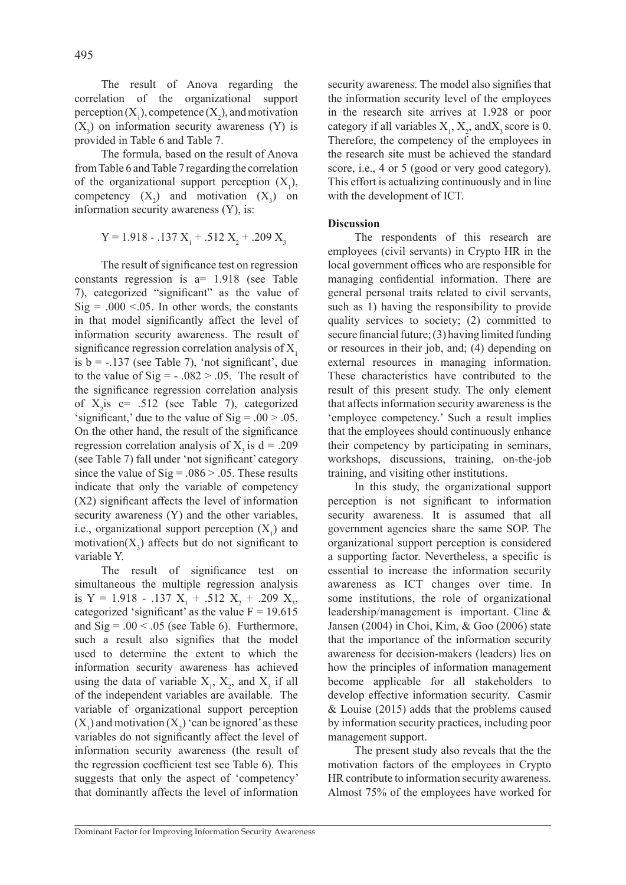The result of Anova regarding the correlation of the organizational support perception ($X_1$), competence ($X_2$), and motivation ($X_3$) on information security awareness (Y) is provided in Table 6 and Table 7.

The formula, based on the result of Anova from Table 6 and Table 7 regarding the correlation of the organizational support perception ($X_1$), competency ($X_2$) and motivation ($X_3$) on information security awareness (Y), is:

$$Y = 1.918 - .137\, X_1 + .512\, X_2 + .209\, X_3$$

The result of significance test on regression constants regression is a= 1.918 (see Table 7), categorized "significant" as the value of Sig = .000 <.05. In other words, the constants in that model significantly affect the level of information security awareness. The result of significance regression correlation analysis of $X_1$ is b = -.137 (see Table 7), 'not significant', due to the value of Sig = - .082 > .05. The result of the significance regression correlation analysis of $X_2$is c= .512 (see Table 7), categorized 'significant,' due to the value of Sig = .00 > .05. On the other hand, the result of the significance regression correlation analysis of $X_3$ is d = .209 (see Table 7) fall under 'not significant' category since the value of Sig = .086 > .05. These results indicate that only the variable of competency (X2) significant affects the level of information security awareness (Y) and the other variables, i.e., organizational support perception ($X_1$) and motivation($X_3$) affects but do not significant to variable Y.

The result of significance test on simultaneous the multiple regression analysis is $Y = 1.918 - .137\, X_1 + .512\, X_2 + .209\, X_3$, categorized 'significant' as the value F = 19.615 and Sig = .00 < .05 (see Table 6). Furthermore, such a result also signifies that the model used to determine the extent to which the information security awareness has achieved using the data of variable $X_1$, $X_2$, and $X_3$ if all of the independent variables are available. The variable of organizational support perception ($X_1$) and motivation ($X_2$) 'can be ignored' as these variables do not significantly affect the level of information security awareness (the result of the regression coefficient test see Table 6). This suggests that only the aspect of 'competency' that dominantly affects the level of information security awareness. The model also signifies that the information security level of the employees in the research site arrives at 1.928 or poor category if all variables $X_1$, $X_2$, and$X_3$ score is 0. Therefore, the competency of the employees in the research site must be achieved the standard score, i.e., 4 or 5 (good or very good category). This effort is actualizing continuously and in line with the development of ICT.

**Discussion**

The respondents of this research are employees (civil servants) in Crypto HR in the local government offices who are responsible for managing confidential information. There are general personal traits related to civil servants, such as 1) having the responsibility to provide quality services to society; (2) committed to secure financial future; (3) having limited funding or resources in their job, and; (4) depending on external resources in managing information. These characteristics have contributed to the result of this present study. The only element that affects information security awareness is the 'employee competency.' Such a result implies that the employees should continuously enhance their competency by participating in seminars, workshops, discussions, training, on-the-job training, and visiting other institutions.

In this study, the organizational support perception is not significant to information security awareness. It is assumed that all government agencies share the same SOP. The organizational support perception is considered a supporting factor. Nevertheless, a specific is essential to increase the information security awareness as ICT changes over time. In some institutions, the role of organizational leadership/management is important. Cline & Jansen (2004) in Choi, Kim, & Goo (2006) state that the importance of the information security awareness for decision-makers (leaders) lies on how the principles of information management become applicable for all stakeholders to develop effective information security. Casmir & Louise (2015) adds that the problems caused by information security practices, including poor management support.

The present study also reveals that the the motivation factors of the employees in Crypto HR contribute to information security awareness. Almost 75% of the employees have worked for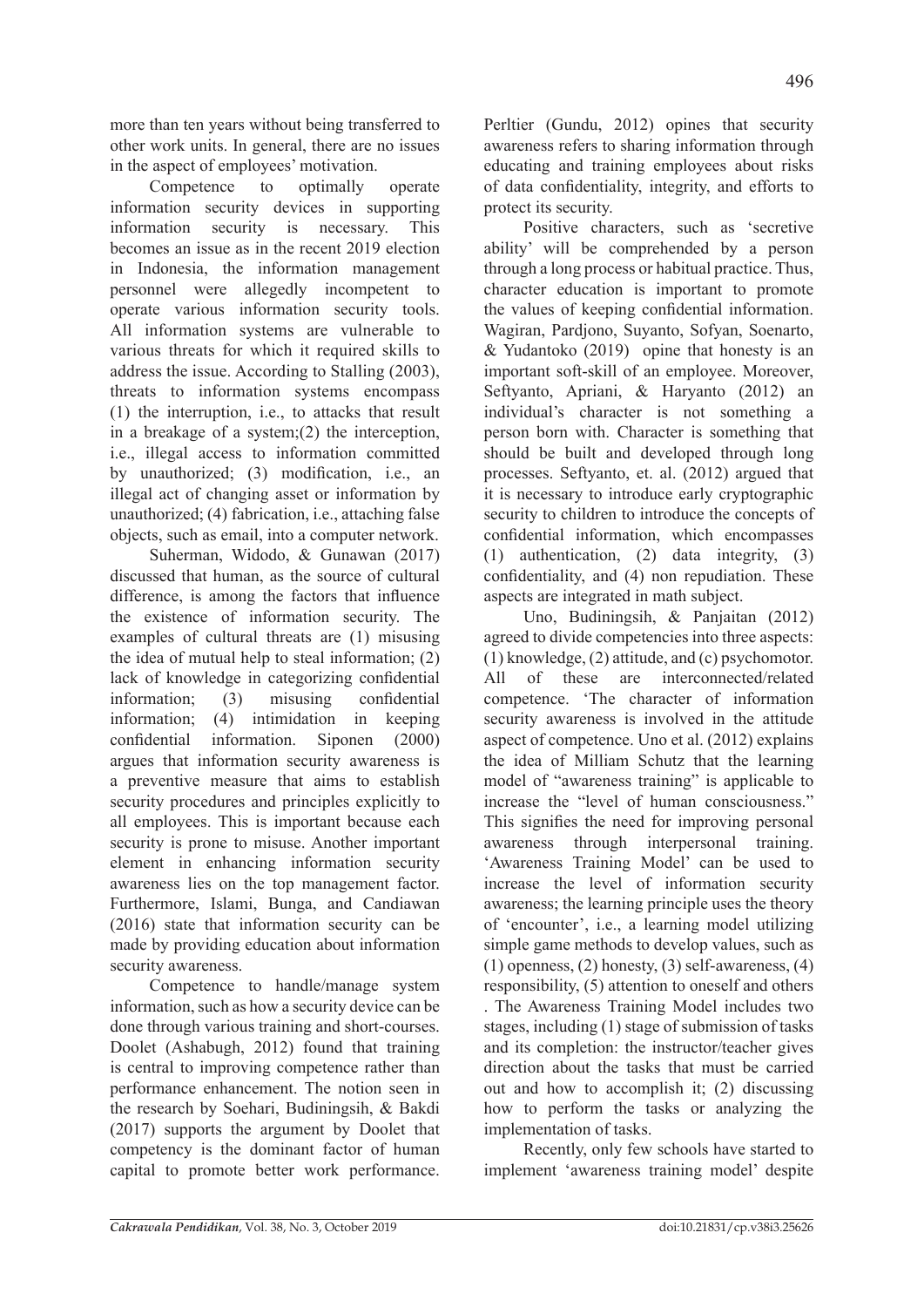more than ten years without being transferred to other work units. In general, there are no issues in the aspect of employees' motivation.

Competence to optimally operate information security devices in supporting information security is necessary. This becomes an issue as in the recent 2019 election in Indonesia, the information management personnel were allegedly incompetent to operate various information security tools. All information systems are vulnerable to various threats for which it required skills to address the issue. According to Stalling (2003), threats to information systems encompass (1) the interruption, i.e., to attacks that result in a breakage of a system;(2) the interception, i.e., illegal access to information committed by unauthorized; (3) modification, i.e., an illegal act of changing asset or information by unauthorized; (4) fabrication, i.e., attaching false objects, such as email, into a computer network.

Suherman, Widodo, & Gunawan (2017) discussed that human, as the source of cultural difference, is among the factors that influence the existence of information security. The examples of cultural threats are (1) misusing the idea of mutual help to steal information; (2) lack of knowledge in categorizing confidential information; (3) misusing confidential information; (4) intimidation in keeping confidential information. Siponen (2000) argues that information security awareness is a preventive measure that aims to establish security procedures and principles explicitly to all employees. This is important because each security is prone to misuse. Another important element in enhancing information security awareness lies on the top management factor. Furthermore, Islami, Bunga, and Candiawan (2016) state that information security can be made by providing education about information security awareness.

Competence to handle/manage system information, such as how a security device can be done through various training and short-courses. Doolet (Ashabugh, 2012) found that training is central to improving competence rather than performance enhancement. The notion seen in the research by Soehari, Budiningsih, & Bakdi (2017) supports the argument by Doolet that competency is the dominant factor of human capital to promote better work performance. Perltier (Gundu, 2012) opines that security awareness refers to sharing information through educating and training employees about risks of data confidentiality, integrity, and efforts to protect its security.

Positive characters, such as 'secretive ability' will be comprehended by a person through a long process or habitual practice. Thus, character education is important to promote the values of keeping confidential information. Wagiran, Pardjono, Suyanto, Sofyan, Soenarto, & Yudantoko (2019) opine that honesty is an important soft-skill of an employee. Moreover, Seftyanto, Apriani, & Haryanto (2012) an individual's character is not something a person born with. Character is something that should be built and developed through long processes. Seftyanto, et. al. (2012) argued that it is necessary to introduce early cryptographic security to children to introduce the concepts of confidential information, which encompasses (1) authentication, (2) data integrity, (3) confidentiality, and (4) non repudiation. These aspects are integrated in math subject.

Uno, Budiningsih, & Panjaitan (2012) agreed to divide competencies into three aspects: (1) knowledge, (2) attitude, and (c) psychomotor. All of these are interconnected/related competence. 'The character of information security awareness is involved in the attitude aspect of competence. Uno et al. (2012) explains the idea of Milliam Schutz that the learning model of "awareness training" is applicable to increase the "level of human consciousness." This signifies the need for improving personal awareness through interpersonal training. 'Awareness Training Model' can be used to increase the level of information security awareness; the learning principle uses the theory of 'encounter', i.e., a learning model utilizing simple game methods to develop values, such as (1) openness, (2) honesty, (3) self-awareness, (4) responsibility, (5) attention to oneself and others . The Awareness Training Model includes two stages, including (1) stage of submission of tasks and its completion: the instructor/teacher gives direction about the tasks that must be carried out and how to accomplish it; (2) discussing how to perform the tasks or analyzing the implementation of tasks.

Recently, only few schools have started to implement 'awareness training model' despite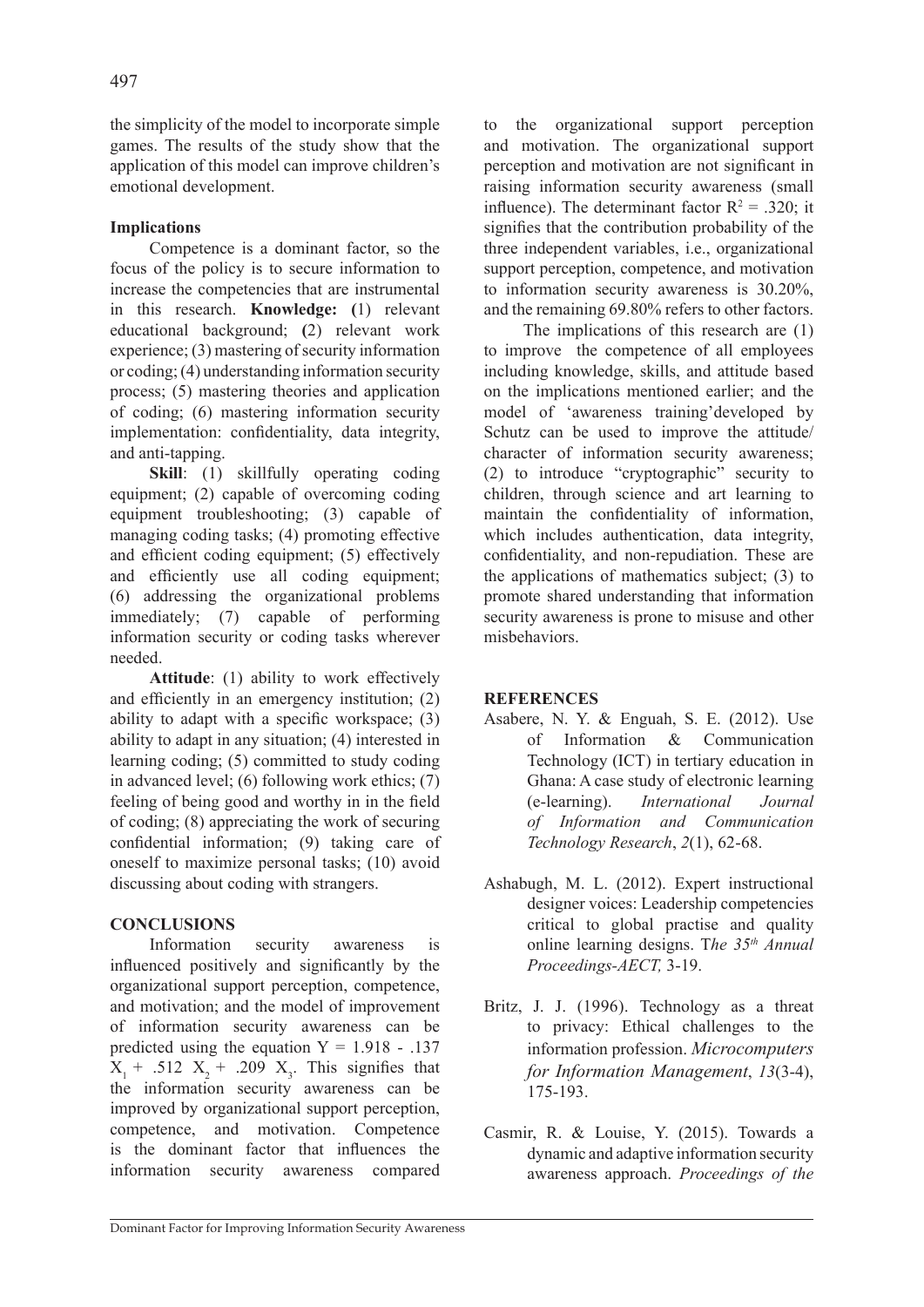the simplicity of the model to incorporate simple games. The results of the study show that the application of this model can improve children's emotional development.

## Implications

Competence is a dominant factor, so the focus of the policy is to secure information to increase the competencies that are instrumental in this research. **Knowledge: (**1) relevant educational background; **(**2) relevant work experience; (3) mastering of security information or coding; (4) understanding information security process; (5) mastering theories and application of coding; (6) mastering information security implementation: confidentiality, data integrity, and anti-tapping.

**Skill**: (1) skillfully operating coding equipment; (2) capable of overcoming coding equipment troubleshooting; (3) capable of managing coding tasks; (4) promoting effective and efficient coding equipment; (5) effectively and efficiently use all coding equipment; (6) addressing the organizational problems immediately; (7) capable of performing information security or coding tasks wherever needed.

**Attitude**: (1) ability to work effectively and efficiently in an emergency institution; (2) ability to adapt with a specific workspace; (3) ability to adapt in any situation; (4) interested in learning coding; (5) committed to study coding in advanced level; (6) following work ethics; (7) feeling of being good and worthy in in the field of coding; (8) appreciating the work of securing confidential information; (9) taking care of oneself to maximize personal tasks; (10) avoid discussing about coding with strangers.

## CONCLUSIONS

Information security awareness is influenced positively and significantly by the organizational support perception, competence, and motivation; and the model of improvement of information security awareness can be predicted using the equation $Y = 1.918 - .137 X_1 + .512 X_2 + .209 X_3$. This signifies that the information security awareness can be improved by organizational support perception, competence, and motivation. Competence is the dominant factor that influences the information security awareness compared to the organizational support perception and motivation. The organizational support perception and motivation are not significant in raising information security awareness (small influence). The determinant factor $R^2 = .320$; it signifies that the contribution probability of the three independent variables, i.e., organizational support perception, competence, and motivation to information security awareness is 30.20%, and the remaining 69.80% refers to other factors.

The implications of this research are (1) to improve the competence of all employees including knowledge, skills, and attitude based on the implications mentioned earlier; and the model of 'awareness training'developed by Schutz can be used to improve the attitude/character of information security awareness; (2) to introduce "cryptographic" security to children, through science and art learning to maintain the confidentiality of information, which includes authentication, data integrity, confidentiality, and non-repudiation. These are the applications of mathematics subject; (3) to promote shared understanding that information security awareness is prone to misuse and other misbehaviors.

## REFERENCES

Asabere, N. Y. & Enguah, S. E. (2012). Use of Information & Communication Technology (ICT) in tertiary education in Ghana: A case study of electronic learning (e-learning). *International Journal of Information and Communication Technology Research*, *2*(1), 62-68.

Ashabugh, M. L. (2012). Expert instructional designer voices: Leadership competencies critical to global practise and quality online learning designs. T*he 35th Annual Proceedings-AECT,* 3-19.

Britz, J. J. (1996). Technology as a threat to privacy: Ethical challenges to the information profession. *Microcomputers for Information Management*, *13*(3-4), 175-193.

Casmir, R. & Louise, Y. (2015). Towards a dynamic and adaptive information security awareness approach. *Proceedings of the*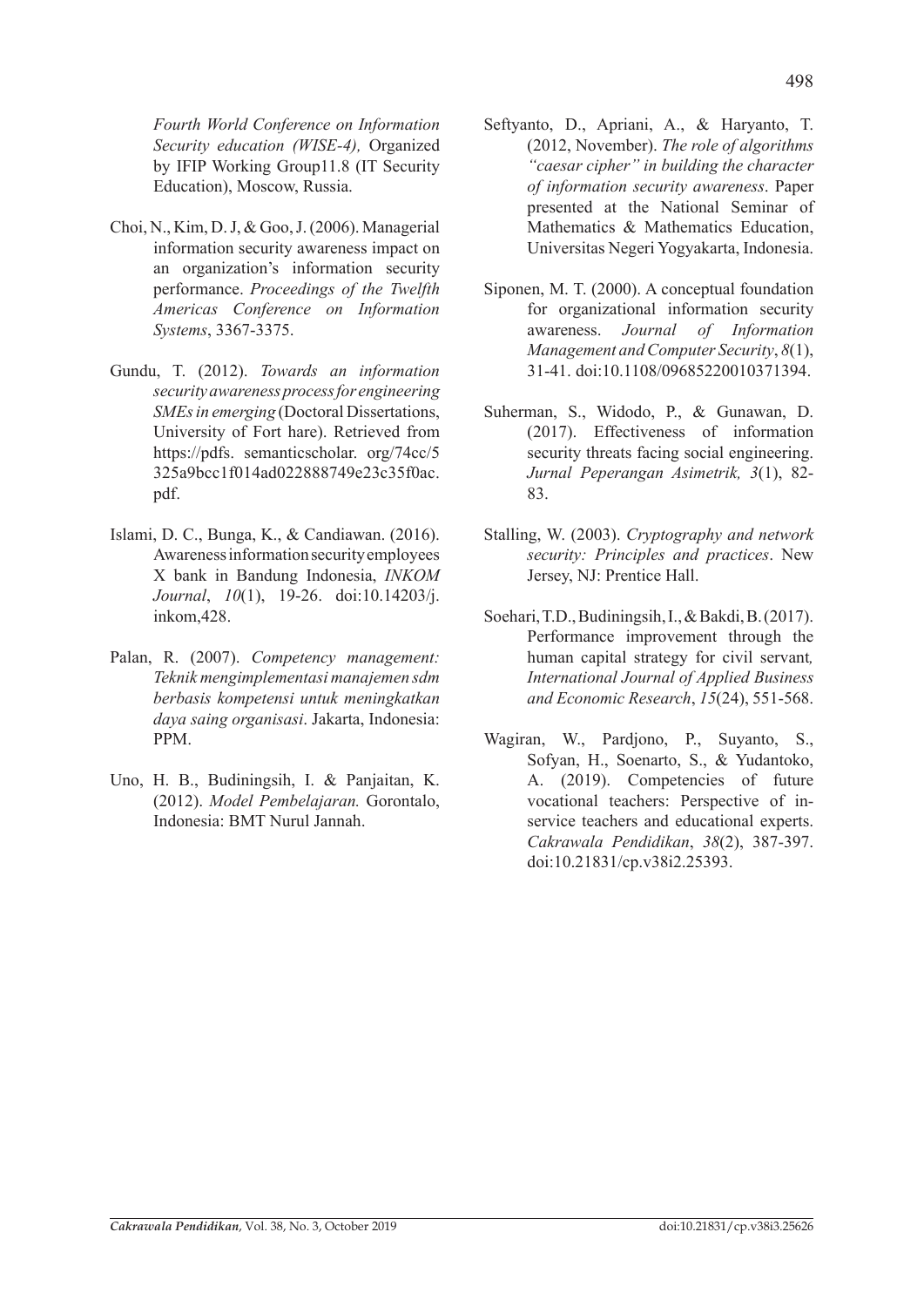*Fourth World Conference on Information Security education (WISE-4),* Organized by IFIP Working Group11.8 (IT Security Education), Moscow, Russia.

Choi, N., Kim, D. J, & Goo, J. (2006). Managerial information security awareness impact on an organization's information security performance. *Proceedings of the Twelfth Americas Conference on Information Systems*, 3367-3375.

Gundu, T. (2012). *Towards an information security awareness process for engineering SMEs in emerging* (Doctoral Dissertations, University of Fort hare). Retrieved from https://pdfs. semanticscholar. org/74cc/5325a9bcc1f014ad022888749e23c35f0ac. pdf.

Islami, D. C., Bunga, K., & Candiawan. (2016). Awareness information security employees X bank in Bandung Indonesia, *INKOM Journal*, *10*(1), 19-26. doi:10.14203/j. inkom,428.

Palan, R. (2007). *Competency management: Teknik mengimplementasi manajemen sdm berbasis kompetensi untuk meningkatkan daya saing organisasi*. Jakarta, Indonesia: PPM.

Uno, H. B., Budiningsih, I. & Panjaitan, K. (2012). *Model Pembelajaran.* Gorontalo, Indonesia: BMT Nurul Jannah.

Seftyanto, D., Apriani, A., & Haryanto, T. (2012, November). *The role of algorithms "caesar cipher" in building the character of information security awareness*. Paper presented at the National Seminar of Mathematics & Mathematics Education, Universitas Negeri Yogyakarta, Indonesia.

Siponen, M. T. (2000). A conceptual foundation for organizational information security awareness. *Journal of Information Management and Computer Security*, *8*(1), 31-41. doi:10.1108/09685220010371394.

Suherman, S., Widodo, P., & Gunawan, D. (2017). Effectiveness of information security threats facing social engineering. *Jurnal Peperangan Asimetrik, 3*(1), 82-83.

Stalling, W. (2003). *Cryptography and network security: Principles and practices*. New Jersey, NJ: Prentice Hall.

Soehari, T.D., Budiningsih, I., & Bakdi, B. (2017). Performance improvement through the human capital strategy for civil servant*, International Journal of Applied Business and Economic Research*, *15*(24), 551-568.

Wagiran, W., Pardjono, P., Suyanto, S., Sofyan, H., Soenarto, S., & Yudantoko, A. (2019). Competencies of future vocational teachers: Perspective of in-service teachers and educational experts. *Cakrawala Pendidikan*, *38*(2), 387-397. doi:10.21831/cp.v38i2.25393.